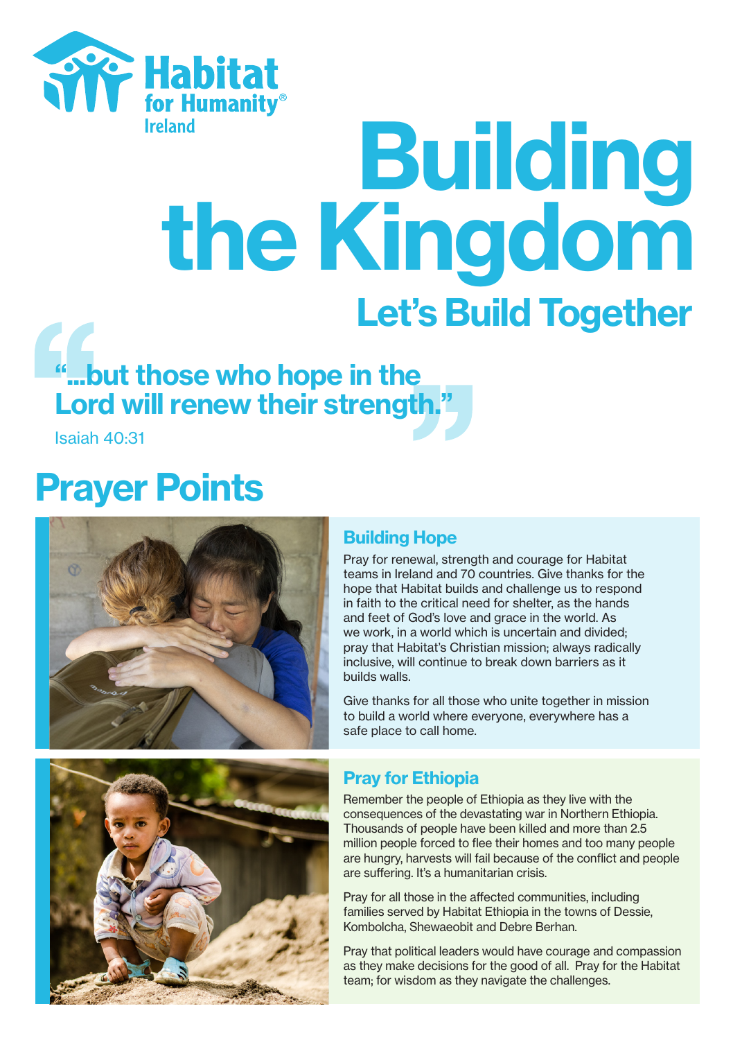Habitat for Humanity® Ireland

# Building the Kingdom

## Let's Build Together

> **"...but those who hope in the Lord will renew their strength."**
>
> Isaiah 40:31

## Prayer Points

### Building Hope

Pray for renewal, strength and courage for Habitat teams in Ireland and 70 countries. Give thanks for the hope that Habitat builds and challenge us to respond in faith to the critical need for shelter, as the hands and feet of God's love and grace in the world. As we work, in a world which is uncertain and divided; pray that Habitat's Christian mission; always radically inclusive, will continue to break down barriers as it builds walls.

Give thanks for all those who unite together in mission to build a world where everyone, everywhere has a safe place to call home.

### Pray for Ethiopia

Remember the people of Ethiopia as they live with the consequences of the devastating war in Northern Ethiopia. Thousands of people have been killed and more than 2.5 million people forced to flee their homes and too many people are hungry, harvests will fail because of the conflict and people are suffering. It's a humanitarian crisis.

Pray for all those in the affected communities, including families served by Habitat Ethiopia in the towns of Dessie, Kombolcha, Shewaeobit and Debre Berhan.

Pray that political leaders would have courage and compassion as they make decisions for the good of all. Pray for the Habitat team; for wisdom as they navigate the challenges.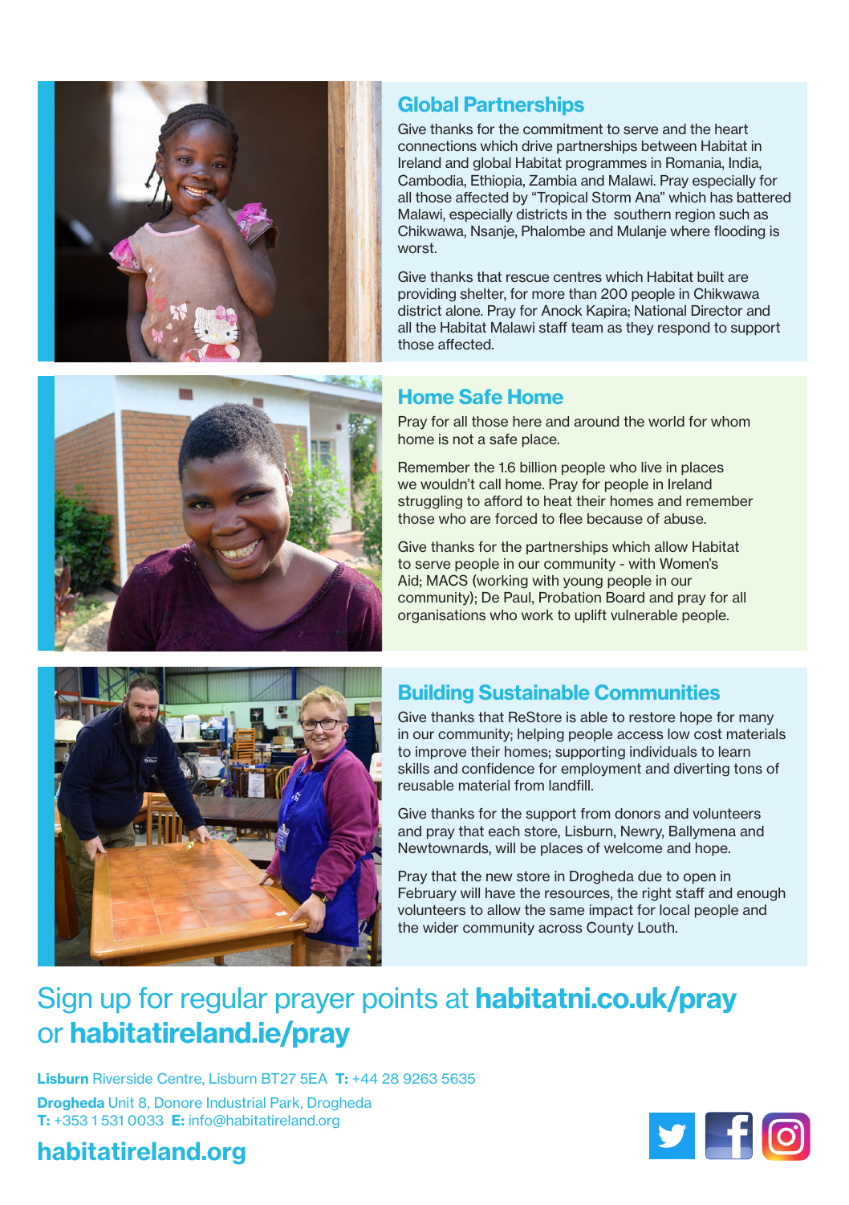## Global Partnerships

Give thanks for the commitment to serve and the heart connections which drive partnerships between Habitat in Ireland and global Habitat programmes in Romania, India, Cambodia, Ethiopia, Zambia and Malawi. Pray especially for all those affected by "Tropical Storm Ana" which has battered Malawi, especially districts in the southern region such as Chikwawa, Nsanje, Phalombe and Mulanje where flooding is worst.

Give thanks that rescue centres which Habitat built are providing shelter, for more than 200 people in Chikwawa district alone. Pray for Anock Kapira; National Director and all the Habitat Malawi staff team as they respond to support those affected.

## Home Safe Home

Pray for all those here and around the world for whom home is not a safe place.

Remember the 1.6 billion people who live in places we wouldn't call home. Pray for people in Ireland struggling to afford to heat their homes and remember those who are forced to flee because of abuse.

Give thanks for the partnerships which allow Habitat to serve people in our community - with Women's Aid; MACS (working with young people in our community); De Paul, Probation Board and pray for all organisations who work to uplift vulnerable people.

## Building Sustainable Communities

Give thanks that ReStore is able to restore hope for many in our community; helping people access low cost materials to improve their homes; supporting individuals to learn skills and confidence for employment and diverting tons of reusable material from landfill.

Give thanks for the support from donors and volunteers and pray that each store, Lisburn, Newry, Ballymena and Newtownards, will be places of welcome and hope.

Pray that the new store in Drogheda due to open in February will have the resources, the right staff and enough volunteers to allow the same impact for local people and the wider community across County Louth.

Sign up for regular prayer points at **habitatni.co.uk/pray** or **habitatireland.ie/pray**

**Lisburn** Riverside Centre, Lisburn BT27 5EA **T:** +44 28 9263 5635

**Drogheda** Unit 8, Donore Industrial Park, Drogheda
**T:** +353 1 531 0033 **E:** info@habitatireland.org

**habitatireland.org**